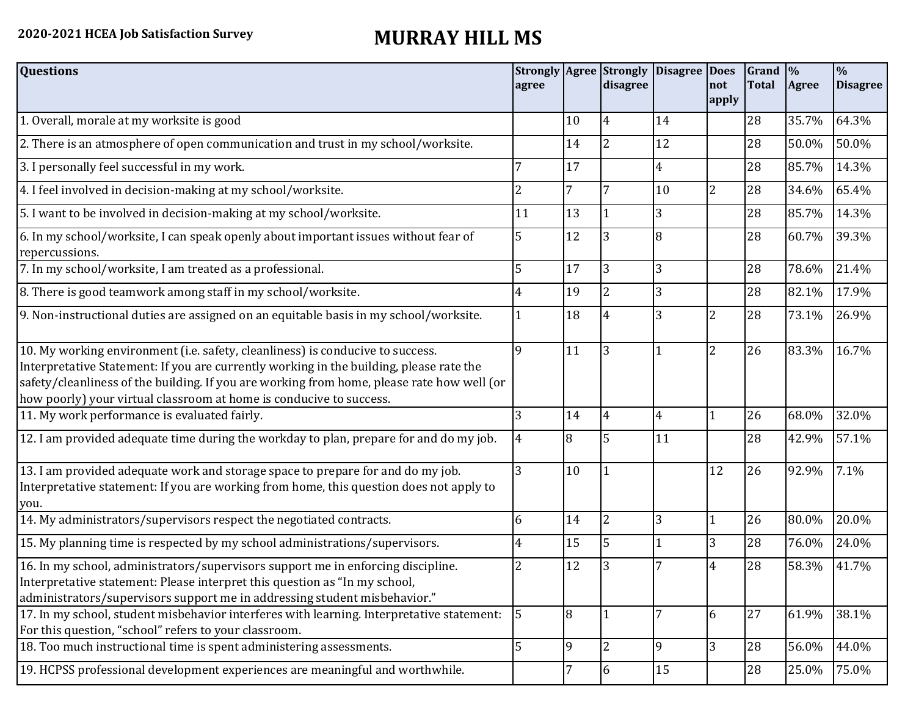**2020-2021 HCEA Job Satisfaction Survey**

# MURRAY HILL MS

| Questions | Strongly agree | Agree | Strongly disagree | Disagree | Does not apply | Grand Total | % Agree | % Disagree |
|---|---|---|---|---|---|---|---|---|
| 1. Overall, morale at my worksite is good | | 10 | 4 | 14 | | 28 | 35.7% | 64.3% |
| 2. There is an atmosphere of open communication and trust in my school/worksite. | | 14 | 2 | 12 | | 28 | 50.0% | 50.0% |
| 3. I personally feel successful in my work. | 7 | 17 | | 4 | | 28 | 85.7% | 14.3% |
| 4. I feel involved in decision-making at my school/worksite. | 2 | 7 | 7 | 10 | 2 | 28 | 34.6% | 65.4% |
| 5. I want to be involved in decision-making at my school/worksite. | 11 | 13 | 1 | 3 | | 28 | 85.7% | 14.3% |
| 6. In my school/worksite, I can speak openly about important issues without fear of repercussions. | 5 | 12 | 3 | 8 | | 28 | 60.7% | 39.3% |
| 7. In my school/worksite, I am treated as a professional. | 5 | 17 | 3 | 3 | | 28 | 78.6% | 21.4% |
| 8. There is good teamwork among staff in my school/worksite. | 4 | 19 | 2 | 3 | | 28 | 82.1% | 17.9% |
| 9. Non-instructional duties are assigned on an equitable basis in my school/worksite. | 1 | 18 | 4 | 3 | 2 | 28 | 73.1% | 26.9% |
| 10. My working environment (i.e. safety, cleanliness) is conducive to success. Interpretative Statement: If you are currently working in the building, please rate the safety/cleanliness of the building. If you are working from home, please rate how well (or how poorly) your virtual classroom at home is conducive to success. | 9 | 11 | 3 | 1 | 2 | 26 | 83.3% | 16.7% |
| 11. My work performance is evaluated fairly. | 3 | 14 | 4 | 4 | 1 | 26 | 68.0% | 32.0% |
| 12. I am provided adequate time during the workday to plan, prepare for and do my job. | 4 | 8 | 5 | 11 | | 28 | 42.9% | 57.1% |
| 13. I am provided adequate work and storage space to prepare for and do my job. Interpretative statement: If you are working from home, this question does not apply to you. | 3 | 10 | 1 | | 12 | 26 | 92.9% | 7.1% |
| 14. My administrators/supervisors respect the negotiated contracts. | 6 | 14 | 2 | 3 | 1 | 26 | 80.0% | 20.0% |
| 15. My planning time is respected by my school administrations/supervisors. | 4 | 15 | 5 | 1 | 3 | 28 | 76.0% | 24.0% |
| 16. In my school, administrators/supervisors support me in enforcing discipline. Interpretative statement: Please interpret this question as "In my school, administrators/supervisors support me in addressing student misbehavior." | 2 | 12 | 3 | 7 | 4 | 28 | 58.3% | 41.7% |
| 17. In my school, student misbehavior interferes with learning. Interpretative statement: For this question, "school" refers to your classroom. | 5 | 8 | 1 | 7 | 6 | 27 | 61.9% | 38.1% |
| 18. Too much instructional time is spent administering assessments. | 5 | 9 | 2 | 9 | 3 | 28 | 56.0% | 44.0% |
| 19. HCPSS professional development experiences are meaningful and worthwhile. | | 7 | 6 | 15 | | 28 | 25.0% | 75.0% |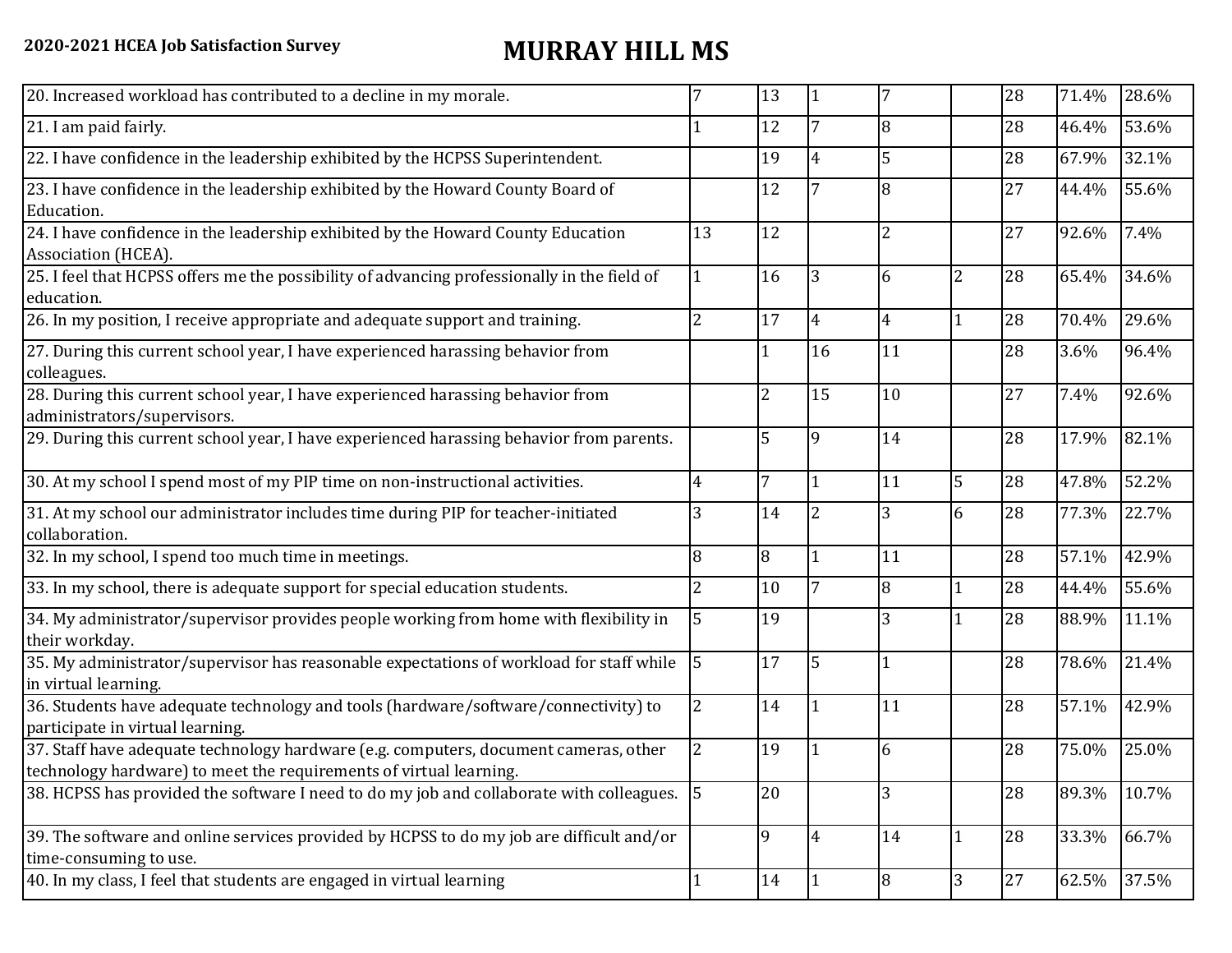**2020-2021 HCEA Job Satisfaction Survey**

# MURRAY HILL MS

| | | | | | | | | |
|---|---|---|---|---|---|---|---|---|
| 20. Increased workload has contributed to a decline in my morale. | 7 | 13 | 1 | 7 | | 28 | 71.4% | 28.6% |
| 21. I am paid fairly. | 1 | 12 | 7 | 8 | | 28 | 46.4% | 53.6% |
| 22. I have confidence in the leadership exhibited by the HCPSS Superintendent. | | 19 | 4 | 5 | | 28 | 67.9% | 32.1% |
| 23. I have confidence in the leadership exhibited by the Howard County Board of Education. | | 12 | 7 | 8 | | 27 | 44.4% | 55.6% |
| 24. I have confidence in the leadership exhibited by the Howard County Education Association (HCEA). | 13 | 12 | | 2 | | 27 | 92.6% | 7.4% |
| 25. I feel that HCPSS offers me the possibility of advancing professionally in the field of education. | 1 | 16 | 3 | 6 | 2 | 28 | 65.4% | 34.6% |
| 26. In my position, I receive appropriate and adequate support and training. | 2 | 17 | 4 | 4 | 1 | 28 | 70.4% | 29.6% |
| 27. During this current school year, I have experienced harassing behavior from colleagues. | | 1 | 16 | 11 | | 28 | 3.6% | 96.4% |
| 28. During this current school year, I have experienced harassing behavior from administrators/supervisors. | | 2 | 15 | 10 | | 27 | 7.4% | 92.6% |
| 29. During this current school year, I have experienced harassing behavior from parents. | | 5 | 9 | 14 | | 28 | 17.9% | 82.1% |
| 30. At my school I spend most of my PIP time on non-instructional activities. | 4 | 7 | 1 | 11 | 5 | 28 | 47.8% | 52.2% |
| 31. At my school our administrator includes time during PIP for teacher-initiated collaboration. | 3 | 14 | 2 | 3 | 6 | 28 | 77.3% | 22.7% |
| 32. In my school, I spend too much time in meetings. | 8 | 8 | 1 | 11 | | 28 | 57.1% | 42.9% |
| 33. In my school, there is adequate support for special education students. | 2 | 10 | 7 | 8 | 1 | 28 | 44.4% | 55.6% |
| 34. My administrator/supervisor provides people working from home with flexibility in their workday. | 5 | 19 | | 3 | 1 | 28 | 88.9% | 11.1% |
| 35. My administrator/supervisor has reasonable expectations of workload for staff while in virtual learning. | 5 | 17 | 5 | 1 | | 28 | 78.6% | 21.4% |
| 36. Students have adequate technology and tools (hardware/software/connectivity) to participate in virtual learning. | 2 | 14 | 1 | 11 | | 28 | 57.1% | 42.9% |
| 37. Staff have adequate technology hardware (e.g. computers, document cameras, other technology hardware) to meet the requirements of virtual learning. | 2 | 19 | 1 | 6 | | 28 | 75.0% | 25.0% |
| 38. HCPSS has provided the software I need to do my job and collaborate with colleagues. | 5 | 20 | | 3 | | 28 | 89.3% | 10.7% |
| 39. The software and online services provided by HCPSS to do my job are difficult and/or time-consuming to use. | | 9 | 4 | 14 | 1 | 28 | 33.3% | 66.7% |
| 40. In my class, I feel that students are engaged in virtual learning | 1 | 14 | 1 | 8 | 3 | 27 | 62.5% | 37.5% |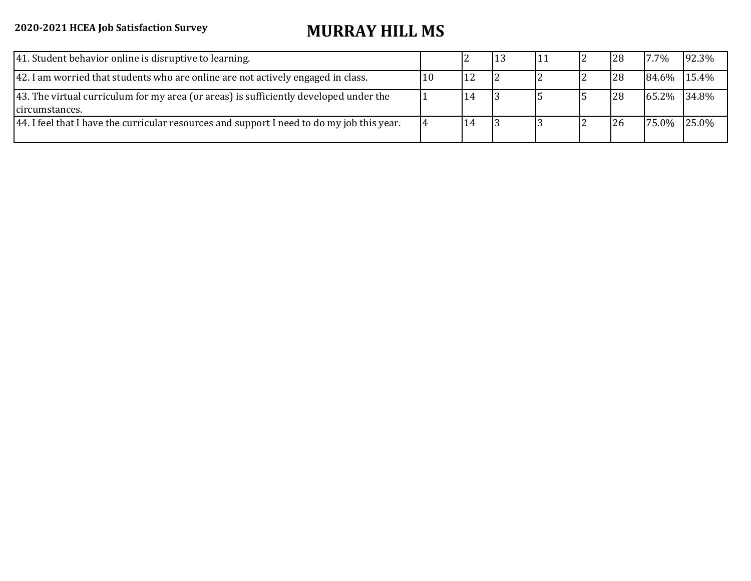**2020-2021 HCEA Job Satisfaction Survey**

# MURRAY HILL MS

| | | | | | | | | |
|---|---|---|---|---|---|---|---|---|
| 41. Student behavior online is disruptive to learning. | | 2 | 13 | 11 | 2 | 28 | 7.7% | 92.3% |
| 42. I am worried that students who are online are not actively engaged in class. | 10 | 12 | 2 | 2 | 2 | 28 | 84.6% | 15.4% |
| 43. The virtual curriculum for my area (or areas) is sufficiently developed under the circumstances. | 1 | 14 | 3 | 5 | 5 | 28 | 65.2% | 34.8% |
| 44. I feel that I have the curricular resources and support I need to do my job this year. | 4 | 14 | 3 | 3 | 2 | 26 | 75.0% | 25.0% |